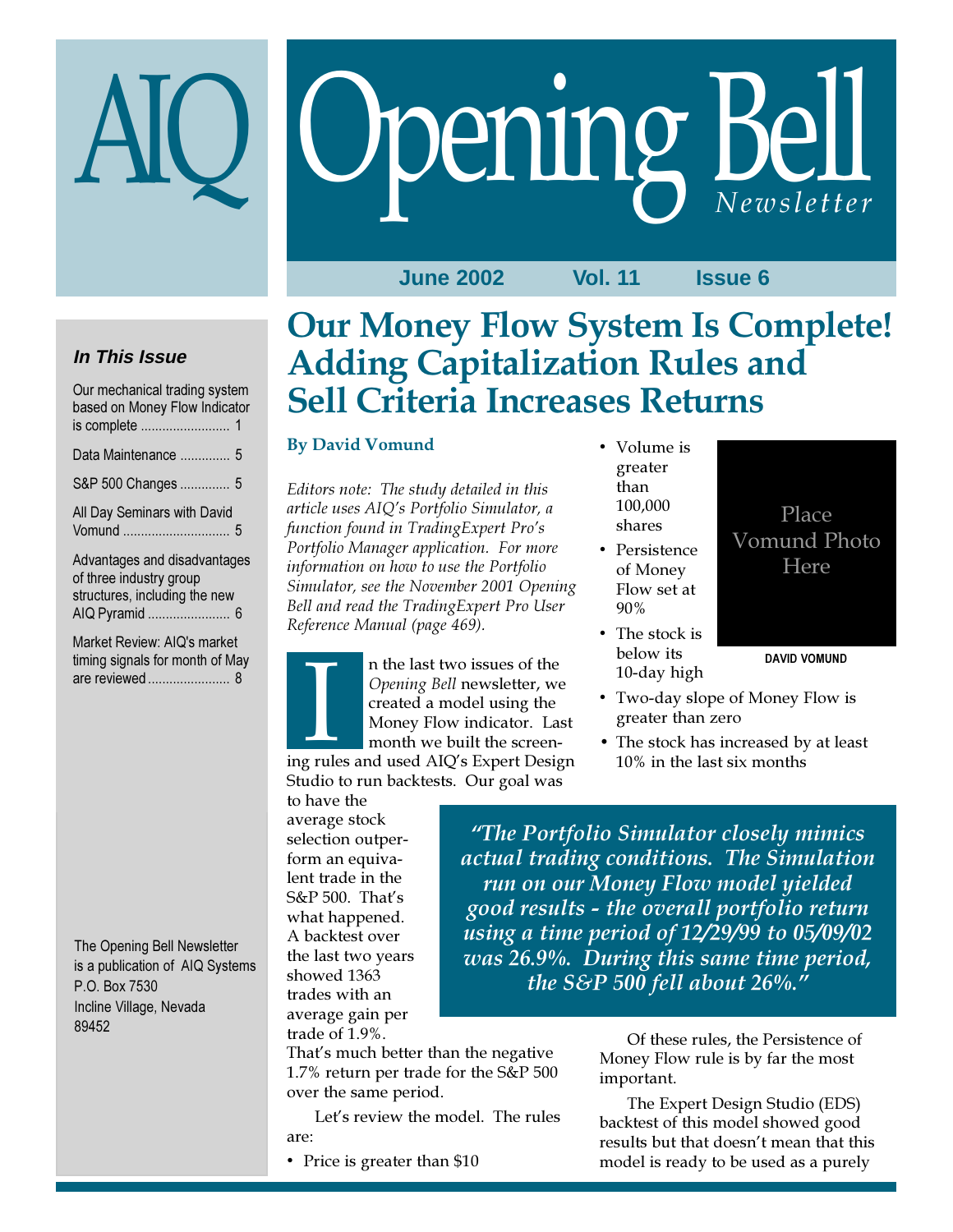# AIQ Opening Bell Newsletter

June 2002 Vol. 11 Issue 6

### In This Issue

Our mechanical trading system based on Money Flow Indicator is complete ........................ 1

Data Maintenance ............. 5

S&P 500 Changes ............. 5

All Day Seminars with David Vomund ............................. 5

Advantages and disadvantages of three industry group structures, including the new AIQ Pyramid ....................... 6

Market Review: AIQ's market timing signals for month of May are reviewed ....................... 8

The Opening Bell Newsletter is a publication of AIQ Systems
P.O. Box 7530
Incline Village, Nevada
89452

# Our Money Flow System Is Complete! Adding Capitalization Rules and Sell Criteria Increases Returns

**By David Vomund**

*Editors note: The study detailed in this article uses AIQ's Portfolio Simulator, a function found in TradingExpert Pro's Portfolio Manager application. For more information on how to use the Portfolio Simulator, see the November 2001 Opening Bell and read the TradingExpert Pro User Reference Manual (page 469).*

In the last two issues of the *Opening Bell* newsletter, we created a model using the Money Flow indicator. Last month we built the screening rules and used AIQ's Expert Design Studio to run backtests. Our goal was to have the average stock selection outperform an equivalent trade in the S&P 500. That's what happened. A backtest over the last two years showed 1363 trades with an average gain per trade of 1.9%. That's much better than the negative 1.7% return per trade for the S&P 500 over the same period.

Let's review the model. The rules are:

- Price is greater than $10
- Volume is greater than 100,000 shares
- Persistence of Money Flow set at 90%
- The stock is below its 10-day high
- Two-day slope of Money Flow is greater than zero
- The stock has increased by at least 10% in the last six months

Place Vomund Photo Here

DAVID VOMUND

***"The Portfolio Simulator closely mimics actual trading conditions. The Simulation run on our Money Flow model yielded good results - the overall portfolio return using a time period of 12/29/99 to 05/09/02 was 26.9%. During this same time period, the S&P 500 fell about 26%."***

Of these rules, the Persistence of Money Flow rule is by far the most important.

The Expert Design Studio (EDS) backtest of this model showed good results but that doesn't mean that this model is ready to be used as a purely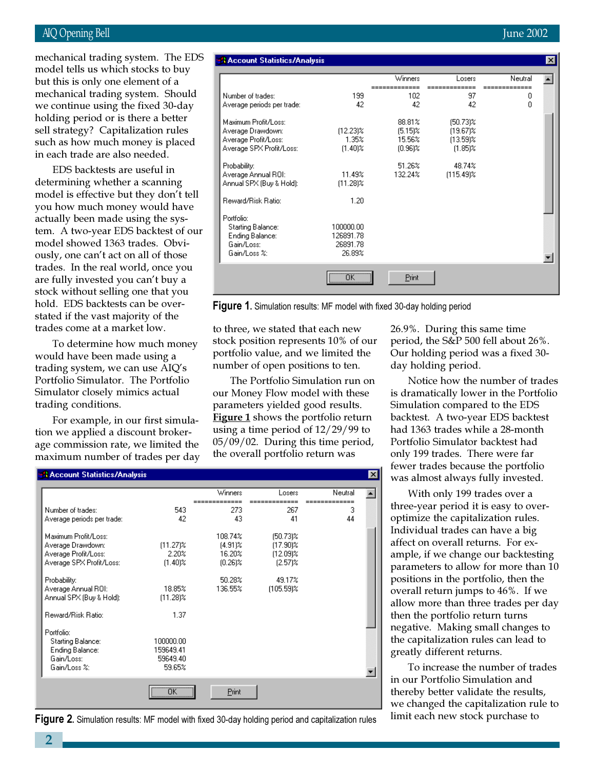mechanical trading system. The EDS model tells us which stocks to buy but this is only one element of a mechanical trading system. Should we continue using the fixed 30-day holding period or is there a better sell strategy? Capitalization rules such as how much money is placed in each trade are also needed.

EDS backtests are useful in determining whether a scanning model is effective but they don't tell you how much money would have actually been made using the system. A two-year EDS backtest of our model showed 1363 trades. Obviously, one can't act on all of those trades. In the real world, once you are fully invested you can't buy a stock without selling one that you hold. EDS backtests can be overstated if the vast majority of the trades come at a market low.

To determine how much money would have been made using a trading system, we can use AIQ's Portfolio Simulator. The Portfolio Simulator closely mimics actual trading conditions.

For example, in our first simulation we applied a discount brokerage commission rate, we limited the maximum number of trades per day to three, we stated that each new stock position represents 10% of our portfolio value, and we limited the number of open positions to ten.

The Portfolio Simulation run on our Money Flow model with these parameters yielded good results. **Figure 1** shows the portfolio return using a time period of 12/29/99 to 05/09/02. During this time period, the overall portfolio return was 26.9%. During this same time period, the S&P 500 fell about 26%. Our holding period was a fixed 30-day holding period.

**Account Statistics/Analysis**

| | | Winners | Losers | Neutral |
|---|---|---|---|---|
| Number of trades: | 199 | 102 | 97 | 0 |
| Average periods per trade: | 42 | 42 | 42 | 0 |
| Maximum Profit/Loss: | | 88.81% | (50.73)% | |
| Average Drawdown: | (12.23)% | (5.15)% | (19.67)% | |
| Average Profit/Loss: | 1.35% | 15.56% | (13.59)% | |
| Average SPX Profit/Loss: | (1.40)% | (0.96)% | (1.85)% | |
| Probability: | | 51.26% | 48.74% | |
| Average Annual ROI: | 11.49% | 132.24% | (115.49)% | |
| Annual SPX (Buy & Hold): | (11.28)% | | | |
| Reward/Risk Ratio: | 1.20 | | | |
| Portfolio: | | | | |
| Starting Balance: | 100000.00 | | | |
| Ending Balance: | 126891.78 | | | |
| Gain/Loss: | 26891.78 | | | |
| Gain/Loss %: | 26.89% | | | |

**Figure 1.** Simulation results: MF model with fixed 30-day holding period

Notice how the number of trades is dramatically lower in the Portfolio Simulation compared to the EDS backtest. A two-year EDS backtest had 1363 trades while a 28-month Portfolio Simulator backtest had only 199 trades. There were far fewer trades because the portfolio was almost always fully invested.

With only 199 trades over a three-year period it is easy to over-optimize the capitalization rules. Individual trades can have a big affect on overall returns. For example, if we change our backtesting parameters to allow for more than 10 positions in the portfolio, then the overall return jumps to 46%. If we allow more than three trades per day then the portfolio return turns negative. Making small changes to the capitalization rules can lead to greatly different returns.

To increase the number of trades in our Portfolio Simulation and thereby better validate the results, we changed the capitalization rule to limit each new stock purchase to

**Account Statistics/Analysis**

| | | Winners | Losers | Neutral |
|---|---|---|---|---|
| Number of trades: | 543 | 273 | 267 | 3 |
| Average periods per trade: | 42 | 43 | 41 | 44 |
| Maximum Profit/Loss: | | 108.74% | (50.73)% | |
| Average Drawdown: | (11.27)% | (4.91)% | (17.90)% | |
| Average Profit/Loss: | 2.20% | 16.20% | (12.09)% | |
| Average SPX Profit/Loss: | (1.40)% | (0.26)% | (2.57)% | |
| Probability: | | 50.28% | 49.17% | |
| Average Annual ROI: | 18.85% | 136.55% | (105.59)% | |
| Annual SPX (Buy & Hold): | (11.28)% | | | |
| Reward/Risk Ratio: | 1.37 | | | |
| Portfolio: | | | | |
| Starting Balance: | 100000.00 | | | |
| Ending Balance: | 159649.41 | | | |
| Gain/Loss: | 59649.40 | | | |
| Gain/Loss %: | 59.65% | | | |

**Figure 2.** Simulation results: MF model with fixed 30-day holding period and capitalization rules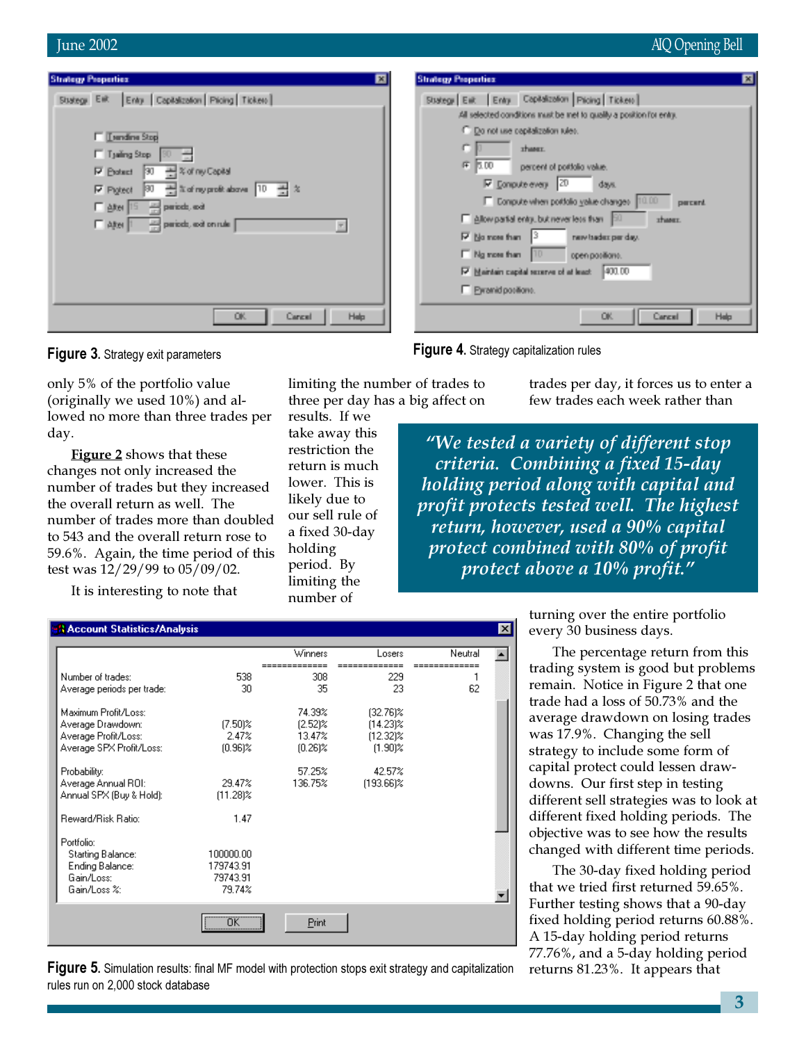Figure 3. Strategy exit parameters

Figure 4. Strategy capitalization rules

only 5% of the portfolio value (originally we used 10%) and allowed no more than three trades per day.

Figure 2 shows that these changes not only increased the number of trades but they increased the overall return as well. The number of trades more than doubled to 543 and the overall return rose to 59.6%. Again, the time period of this test was 12/29/99 to 05/09/02.

It is interesting to note that limiting the number of trades to three per day has a big affect on results. If we take away this restriction the return is much lower. This is likely due to our sell rule of a fixed 30-day holding period. By limiting the number of trades per day, it forces us to enter a few trades each week rather than turning over the entire portfolio every 30 business days.

> *"We tested a variety of different stop criteria. Combining a fixed 15-day holding period along with capital and profit protects tested well. The highest return, however, used a 90% capital protect combined with 80% of profit protect above a 10% profit."*

The percentage return from this trading system is good but problems remain. Notice in Figure 2 that one trade had a loss of 50.73% and the average drawdown on losing trades was 17.9%. Changing the sell strategy to include some form of capital protect could lessen drawdowns. Our first step in testing different sell strategies was to look at different fixed holding periods. The objective was to see how the results changed with different time periods.

The 30-day fixed holding period that we tried first returned 59.65%. Further testing shows that a 90-day fixed holding period returns 60.88%. A 15-day holding period returns 77.76%, and a 5-day holding period returns 81.23%. It appears that

Figure 5. Simulation results: final MF model with protection stops exit strategy and capitalization rules run on 2,000 stock database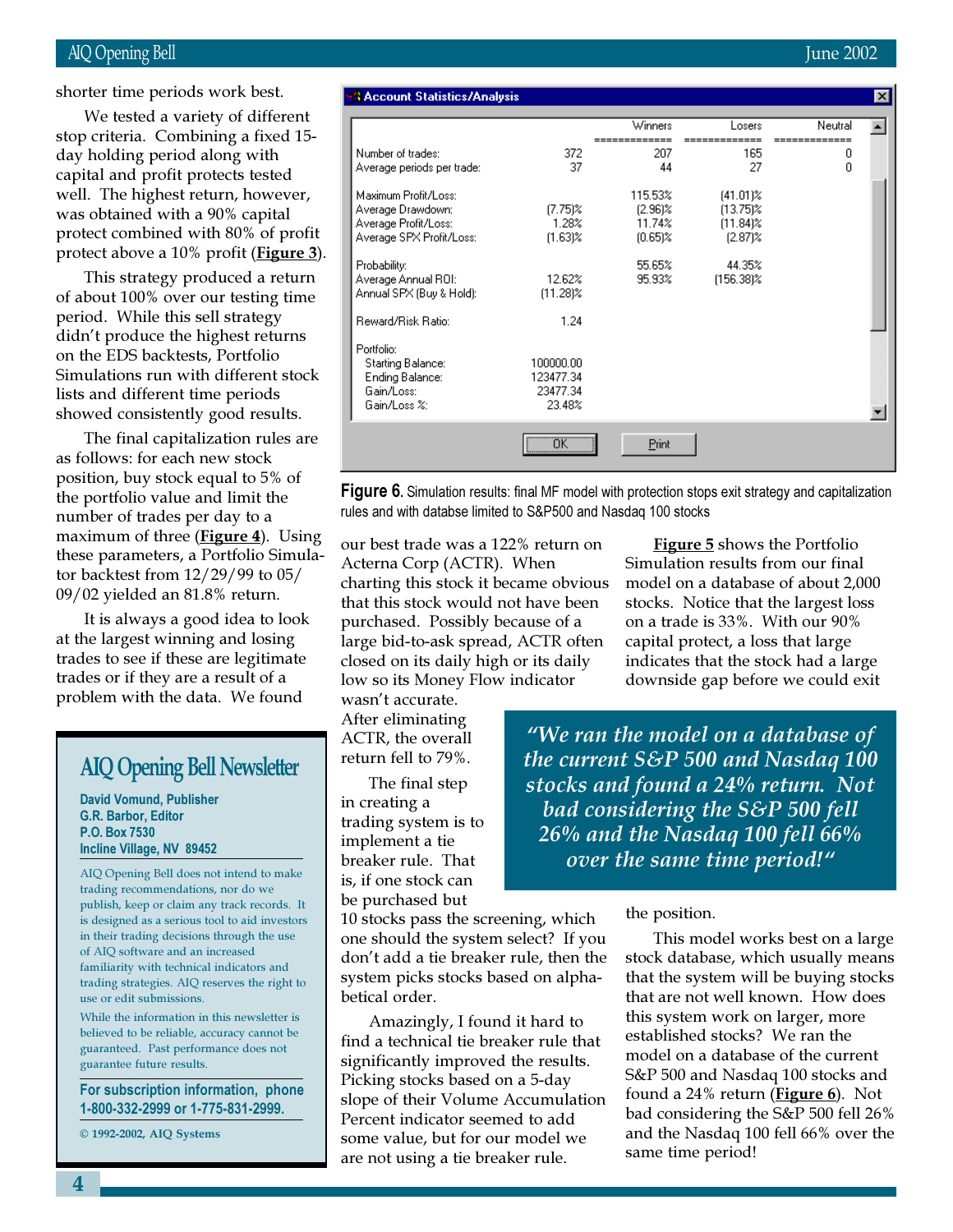shorter time periods work best.

We tested a variety of different stop criteria. Combining a fixed 15-day holding period along with capital and profit protects tested well. The highest return, however, was obtained with a 90% capital protect combined with 80% of profit protect above a 10% profit (**Figure 3**).

This strategy produced a return of about 100% over our testing time period. While this sell strategy didn't produce the highest returns on the EDS backtests, Portfolio Simulations run with different stock lists and different time periods showed consistently good results.

The final capitalization rules are as follows: for each new stock position, buy stock equal to 5% of the portfolio value and limit the number of trades per day to a maximum of three (**Figure 4**). Using these parameters, a Portfolio Simulator backtest from 12/29/99 to 05/09/02 yielded an 81.8% return.

It is always a good idea to look at the largest winning and losing trades to see if these are legitimate trades or if they are a result of a problem with the data. We found our best trade was a 122% return on Acterna Corp (ACTR). When charting this stock it became obvious that this stock would not have been purchased. Possibly because of a large bid-to-ask spread, ACTR often closed on its daily high or its daily low so its Money Flow indicator wasn't accurate.

After eliminating ACTR, the overall return fell to 79%.

The final step in creating a trading system is to implement a tie breaker rule. That is, if one stock can be purchased but 10 stocks pass the screening, which one should the system select? If you don't add a tie breaker rule, then the system picks stocks based on alphabetical order.

Amazingly, I found it hard to find a technical tie breaker rule that significantly improved the results. Picking stocks based on a 5-day slope of their Volume Accumulation Percent indicator seemed to add some value, but for our model we are not using a tie breaker rule.

**Figure 5** shows the Portfolio Simulation results from our final model on a database of about 2,000 stocks. Notice that the largest loss on a trade is 33%. With our 90% capital protect, a loss that large indicates that the stock had a large downside gap before we could exit the position.

This model works best on a large stock database, which usually means that the system will be buying stocks that are not well known. How does this system work on larger, more established stocks? We ran the model on a database of the current S&P 500 and Nasdaq 100 stocks and found a 24% return (**Figure 6**). Not bad considering the S&P 500 fell 26% and the Nasdaq 100 fell 66% over the same time period!

> *"We ran the model on a database of the current S&P 500 and Nasdaq 100 stocks and found a 24% return. Not bad considering the S&P 500 fell 26% and the Nasdaq 100 fell 66% over the same time period!"*

**Account Statistics/Analysis**

| | | Winners | Losers | Neutral |
|---|---|---|---|---|
| Number of trades: | 372 | 207 | 165 | 0 |
| Average periods per trade: | 37 | 44 | 27 | 0 |
| Maximum Profit/Loss: | | 115.53% | (41.01)% | |
| Average Drawdown: | (7.75)% | (2.96)% | (13.75)% | |
| Average Profit/Loss: | 1.28% | 11.74% | (11.84)% | |
| Average SPX Profit/Loss: | (1.63)% | (0.65)% | (2.87)% | |
| Probability: | | 55.65% | 44.35% | |
| Average Annual ROI: | 12.62% | 95.93% | (156.38)% | |
| Annual SPX (Buy & Hold): | (11.28)% | | | |
| Reward/Risk Ratio: | 1.24 | | | |
| Portfolio: | | | | |
| Starting Balance: | 100000.00 | | | |
| Ending Balance: | 123477.34 | | | |
| Gain/Loss: | 23477.34 | | | |
| Gain/Loss %: | 23.48% | | | |

**Figure 6.** Simulation results: final MF model with protection stops exit strategy and capitalization rules and with databse limited to S&P500 and Nasdaq 100 stocks

## AIQ Opening Bell Newsletter

**David Vomund, Publisher**
**G.R. Barbor, Editor**
**P.O. Box 7530**
**Incline Village, NV 89452**

AIQ Opening Bell does not intend to make trading recommendations, nor do we publish, keep or claim any track records. It is designed as a serious tool to aid investors in their trading decisions through the use of AIQ software and an increased familiarity with technical indicators and trading strategies. AIQ reserves the right to use or edit submissions.

While the information in this newsletter is believed to be reliable, accuracy cannot be guaranteed. Past performance does not guarantee future results.

**For subscription information, phone 1-800-332-2999 or 1-775-831-2999.**

© 1992-2002, AIQ Systems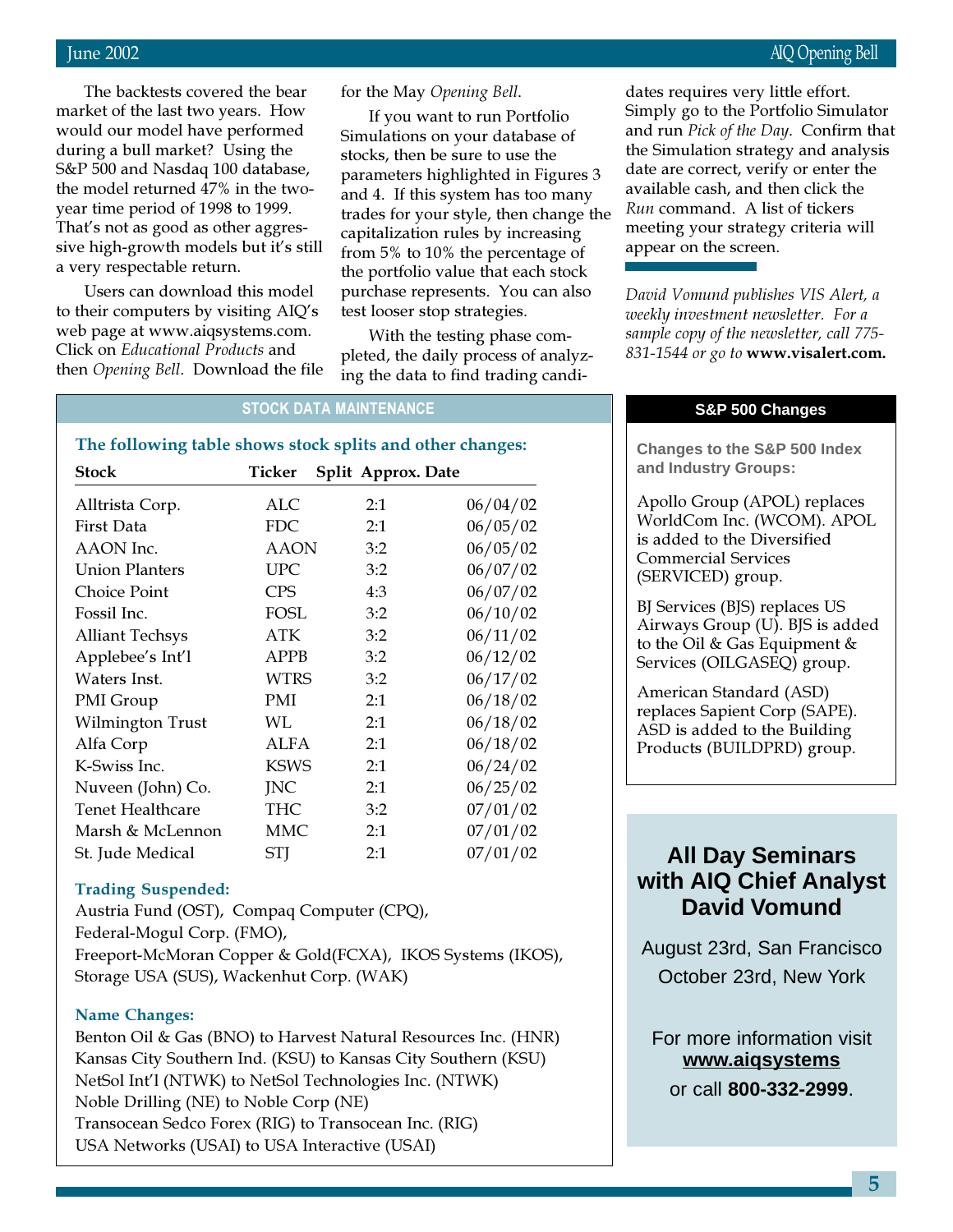The backtests covered the bear market of the last two years. How would our model have performed during a bull market? Using the S&P 500 and Nasdaq 100 database, the model returned 47% in the two-year time period of 1998 to 1999. That's not as good as other aggressive high-growth models but it's still a very respectable return.

Users can download this model to their computers by visiting AIQ's web page at www.aiqsystems.com. Click on *Educational Products* and then *Opening Bell*. Download the file for the May *Opening Bell*.

If you want to run Portfolio Simulations on your database of stocks, then be sure to use the parameters highlighted in Figures 3 and 4. If this system has too many trades for your style, then change the capitalization rules by increasing from 5% to 10% the percentage of the portfolio value that each stock purchase represents. You can also test looser stop strategies.

With the testing phase completed, the daily process of analyzing the data to find trading candidates requires very little effort. Simply go to the Portfolio Simulator and run *Pick of the Day*. Confirm that the Simulation strategy and analysis date are correct, verify or enter the available cash, and then click the *Run* command. A list of tickers meeting your strategy criteria will appear on the screen.

*David Vomund publishes VIS Alert, a weekly investment newsletter. For a sample copy of the newsletter, call 775-831-1544 or go to* **www.visalert.com.**

## STOCK DATA MAINTENANCE

**The following table shows stock splits and other changes:**

| Stock | Ticker | Split | Approx. Date |
|---|---|---|---|
| Alltrista Corp. | ALC | 2:1 | 06/04/02 |
| First Data | FDC | 2:1 | 06/05/02 |
| AAON Inc. | AAON | 3:2 | 06/05/02 |
| Union Planters | UPC | 3:2 | 06/07/02 |
| Choice Point | CPS | 4:3 | 06/07/02 |
| Fossil Inc. | FOSL | 3:2 | 06/10/02 |
| Alliant Techsys | ATK | 3:2 | 06/11/02 |
| Applebee's Int'l | APPB | 3:2 | 06/12/02 |
| Waters Inst. | WTRS | 3:2 | 06/17/02 |
| PMI Group | PMI | 2:1 | 06/18/02 |
| Wilmington Trust | WL | 2:1 | 06/18/02 |
| Alfa Corp | ALFA | 2:1 | 06/18/02 |
| K-Swiss Inc. | KSWS | 2:1 | 06/24/02 |
| Nuveen (John) Co. | JNC | 2:1 | 06/25/02 |
| Tenet Healthcare | THC | 3:2 | 07/01/02 |
| Marsh & McLennon | MMC | 2:1 | 07/01/02 |
| St. Jude Medical | STJ | 2:1 | 07/01/02 |

**Trading Suspended:**

Austria Fund (OST), Compaq Computer (CPQ),
Federal-Mogul Corp. (FMO),
Freeport-McMoran Copper & Gold(FCXA), IKOS Systems (IKOS),
Storage USA (SUS), Wackenhut Corp. (WAK)

**Name Changes:**

Benton Oil & Gas (BNO) to Harvest Natural Resources Inc. (HNR)
Kansas City Southern Ind. (KSU) to Kansas City Southern (KSU)
NetSol Int'l (NTWK) to NetSol Technologies Inc. (NTWK)
Noble Drilling (NE) to Noble Corp (NE)
Transocean Sedco Forex (RIG) to Transocean Inc. (RIG)
USA Networks (USAI) to USA Interactive (USAI)

## S&P 500 Changes

**Changes to the S&P 500 Index and Industry Groups:**

Apollo Group (APOL) replaces WorldCom Inc. (WCOM). APOL is added to the Diversified Commercial Services (SERVICED) group.

BJ Services (BJS) replaces US Airways Group (U). BJS is added to the Oil & Gas Equipment & Services (OILGASEQ) group.

American Standard (ASD) replaces Sapient Corp (SAPE). ASD is added to the Building Products (BUILDPRD) group.

## All Day Seminars with AIQ Chief Analyst David Vomund

August 23rd, San Francisco
October 23rd, New York

For more information visit **www.aiqsystems**
or call **800-332-2999**.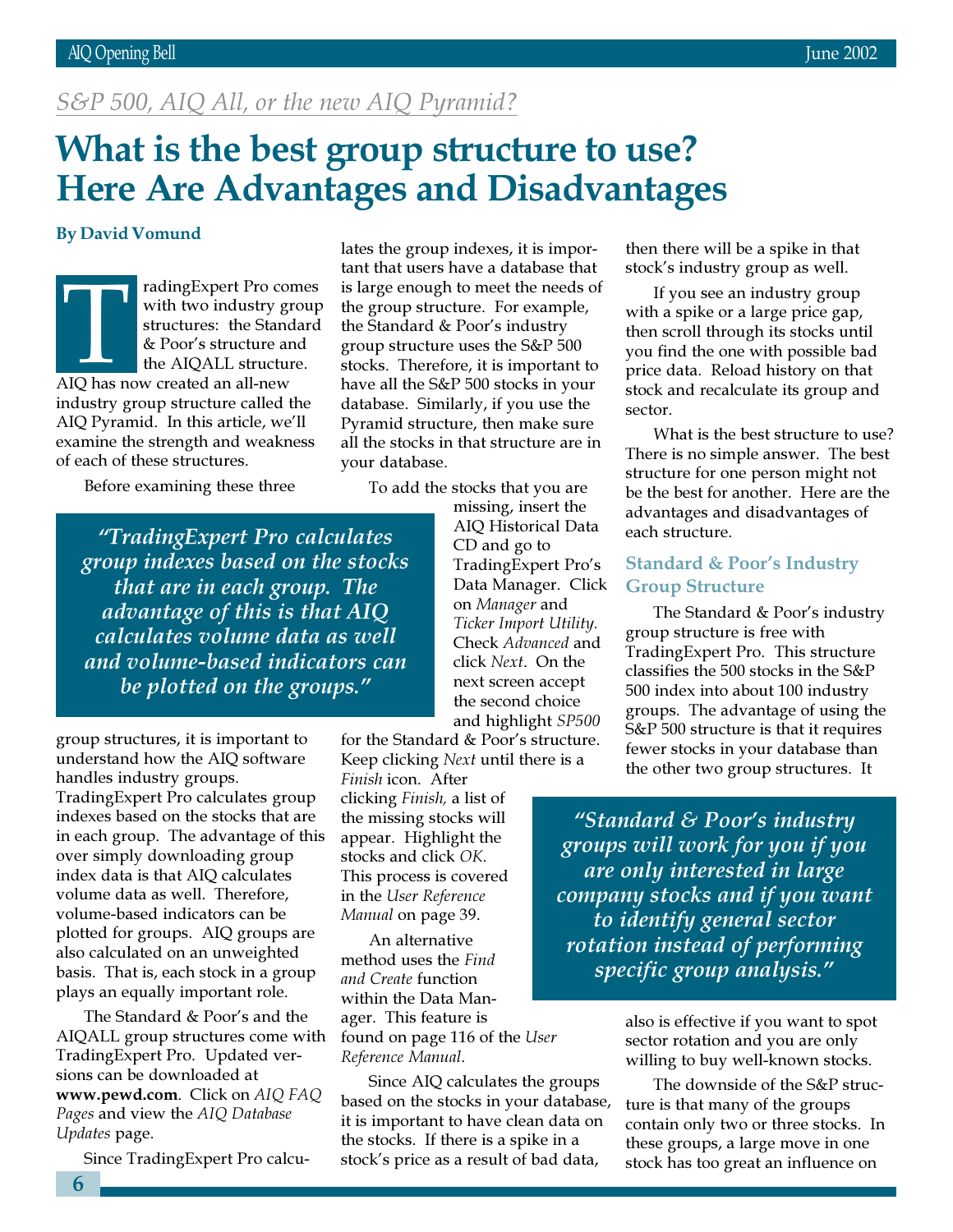*S&P 500, AIQ All, or the new AIQ Pyramid?*

# What is the best group structure to use? Here Are Advantages and Disadvantages

**By David Vomund**

TradingExpert Pro comes with two industry group structures: the Standard & Poor's structure and the AIQALL structure. AIQ has now created an all-new industry group structure called the AIQ Pyramid. In this article, we'll examine the strength and weakness of each of these structures.

Before examining these three group structures, it is important to understand how the AIQ software handles industry groups. TradingExpert Pro calculates group indexes based on the stocks that are in each group. The advantage of this over simply downloading group index data is that AIQ calculates volume data as well. Therefore, volume-based indicators can be plotted for groups. AIQ groups are also calculated on an unweighted basis. That is, each stock in a group plays an equally important role.

> *"TradingExpert Pro calculates group indexes based on the stocks that are in each group. The advantage of this is that AIQ calculates volume data as well and volume-based indicators can be plotted on the groups."*

The Standard & Poor's and the AIQALL group structures come with TradingExpert Pro. Updated versions can be downloaded at **www.pewd.com**. Click on *AIQ FAQ Pages* and view the *AIQ Database Updates* page.

Since TradingExpert Pro calculates the group indexes, it is important that users have a database that is large enough to meet the needs of the group structure. For example, the Standard & Poor's industry group structure uses the S&P 500 stocks. Therefore, it is important to have all the S&P 500 stocks in your database. Similarly, if you use the Pyramid structure, then make sure all the stocks in that structure are in your database.

To add the stocks that you are missing, insert the AIQ Historical Data CD and go to TradingExpert Pro's Data Manager. Click on *Manager* and *Ticker Import Utility.* Check *Advanced* and click *Next*. On the next screen accept the second choice and highlight *SP500* for the Standard & Poor's structure. Keep clicking *Next* until there is a *Finish* icon. After clicking *Finish,* a list of the missing stocks will appear. Highlight the stocks and click *OK.* This process is covered in the *User Reference Manual* on page 39.

An alternative method uses the *Find and Create* function within the Data Manager. This feature is found on page 116 of the *User Reference Manual*.

Since AIQ calculates the groups based on the stocks in your database, it is important to have clean data on the stocks. If there is a spike in a stock's price as a result of bad data, then there will be a spike in that stock's industry group as well.

If you see an industry group with a spike or a large price gap, then scroll through its stocks until you find the one with possible bad price data. Reload history on that stock and recalculate its group and sector.

What is the best structure to use? There is no simple answer. The best structure for one person might not be the best for another. Here are the advantages and disadvantages of each structure.

## Standard & Poor's Industry Group Structure

The Standard & Poor's industry group structure is free with TradingExpert Pro. This structure classifies the 500 stocks in the S&P 500 index into about 100 industry groups. The advantage of using the S&P 500 structure is that it requires fewer stocks in your database than the other two group structures. It also is effective if you want to spot sector rotation and you are only willing to buy well-known stocks.

> *"Standard & Poor's industry groups will work for you if you are only interested in large company stocks and if you want to identify general sector rotation instead of performing specific group analysis."*

The downside of the S&P structure is that many of the groups contain only two or three stocks. In these groups, a large move in one stock has too great an influence on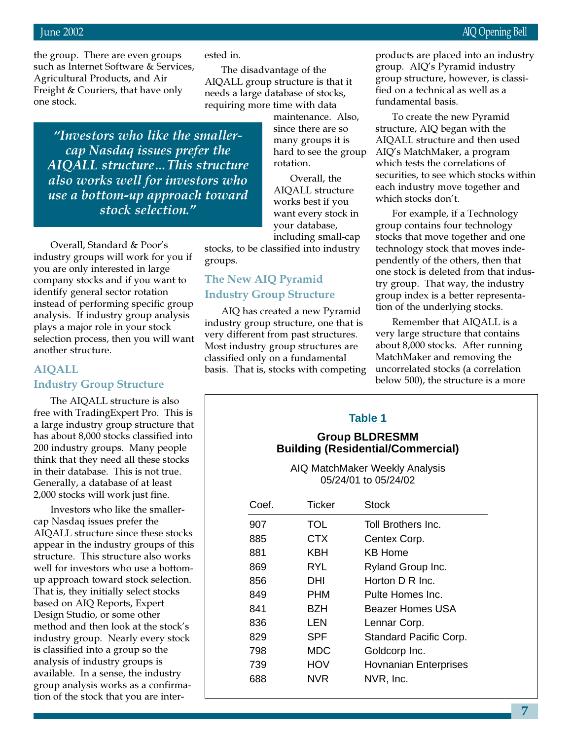the group. There are even groups such as Internet Software & Services, Agricultural Products, and Air Freight & Couriers, that have only one stock.

> *"Investors who like the smaller-cap Nasdaq issues prefer the AIQALL structure…This structure also works well for investors who use a bottom-up approach toward stock selection."*

Overall, Standard & Poor's industry groups will work for you if you are only interested in large company stocks and if you want to identify general sector rotation instead of performing specific group analysis. If industry group analysis plays a major role in your stock selection process, then you will want another structure.

### AIQALL Industry Group Structure

The AIQALL structure is also free with TradingExpert Pro. This is a large industry group structure that has about 8,000 stocks classified into 200 industry groups. Many people think that they need all these stocks in their database. This is not true. Generally, a database of at least 2,000 stocks will work just fine.

Investors who like the smaller-cap Nasdaq issues prefer the AIQALL structure since these stocks appear in the industry groups of this structure. This structure also works well for investors who use a bottom-up approach toward stock selection. That is, they initially select stocks based on AIQ Reports, Expert Design Studio, or some other method and then look at the stock's industry group. Nearly every stock is classified into a group so the analysis of industry groups is available. In a sense, the industry group analysis works as a confirmation of the stock that you are interested in.

The disadvantage of the AIQALL group structure is that it needs a large database of stocks, requiring more time with data maintenance. Also, since there are so many groups it is hard to see the group rotation.

Overall, the AIQALL structure works best if you want every stock in your database, including small-cap stocks, to be classified into industry groups.

### The New AIQ Pyramid Industry Group Structure

AIQ has created a new Pyramid industry group structure, one that is very different from past structures. Most industry group structures are classified only on a fundamental basis. That is, stocks with competing products are placed into an industry group. AIQ's Pyramid industry group structure, however, is classified on a technical as well as a fundamental basis.

To create the new Pyramid structure, AIQ began with the AIQALL structure and then used AIQ's MatchMaker, a program which tests the correlations of securities, to see which stocks within each industry move together and which stocks don't.

For example, if a Technology group contains four technology stocks that move together and one technology stock that moves independently of the others, then that one stock is deleted from that industry group. That way, the industry group index is a better representation of the underlying stocks.

Remember that AIQALL is a very large structure that contains about 8,000 stocks. After running MatchMaker and removing the uncorrelated stocks (a correlation below 500), the structure is a more

**Table 1**

**Group BLDRESMM**
**Building (Residential/Commercial)**

AIQ MatchMaker Weekly Analysis
05/24/01 to 05/24/02

| Coef. | Ticker | Stock |
|---|---|---|
| 907 | TOL | Toll Brothers Inc. |
| 885 | CTX | Centex Corp. |
| 881 | KBH | KB Home |
| 869 | RYL | Ryland Group Inc. |
| 856 | DHI | Horton D R Inc. |
| 849 | PHM | Pulte Homes Inc. |
| 841 | BZH | Beazer Homes USA |
| 836 | LEN | Lennar Corp. |
| 829 | SPF | Standard Pacific Corp. |
| 798 | MDC | Goldcorp Inc. |
| 739 | HOV | Hovnanian Enterprises |
| 688 | NVR | NVR, Inc. |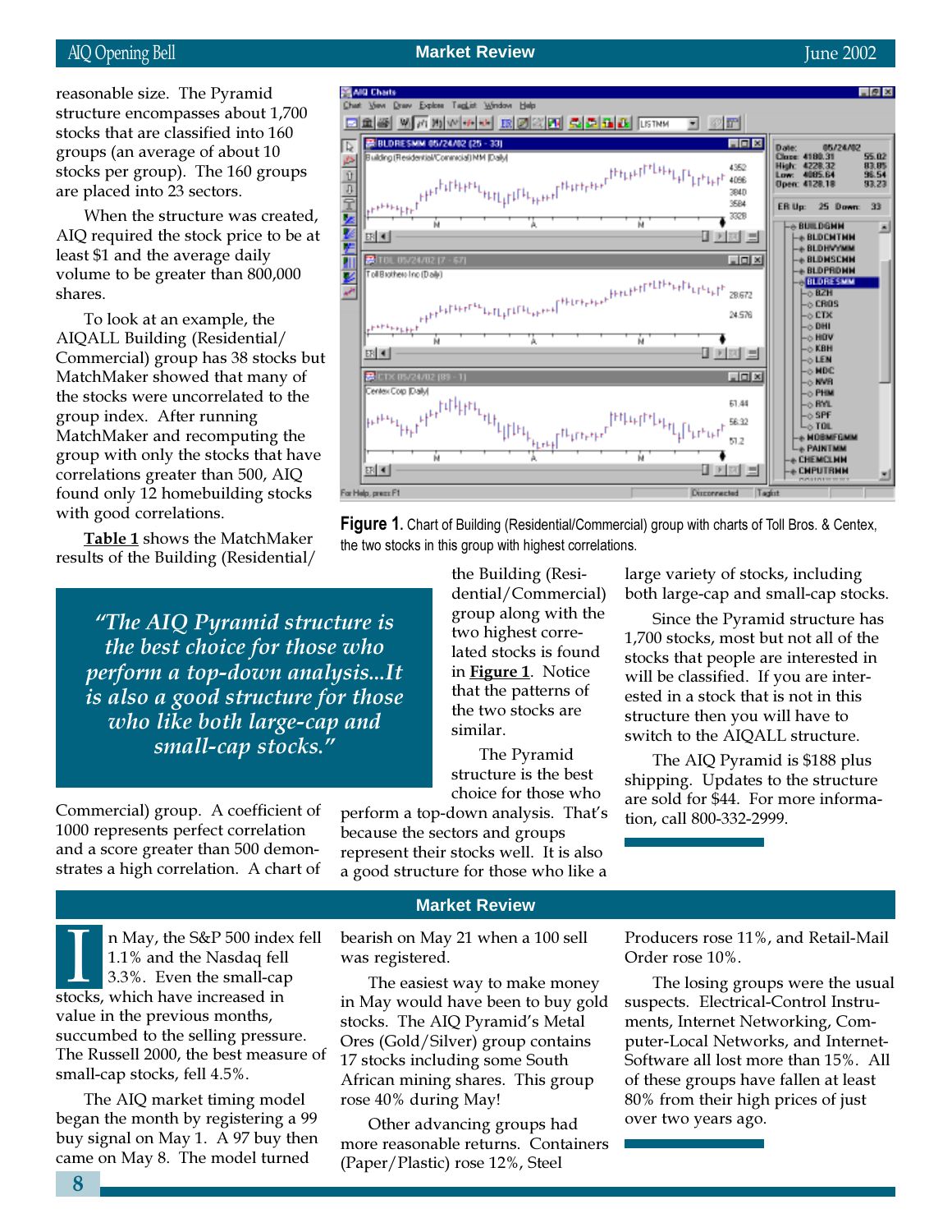reasonable size. The Pyramid structure encompasses about 1,700 stocks that are classified into 160 groups (an average of about 10 stocks per group). The 160 groups are placed into 23 sectors.

When the structure was created, AIQ required the stock price to be at least $1 and the average daily volume to be greater than 800,000 shares.

To look at an example, the AIQALL Building (Residential/Commercial) group has 38 stocks but MatchMaker showed that many of the stocks were uncorrelated to the group index. After running MatchMaker and recomputing the group with only the stocks that have correlations greater than 500, AIQ found only 12 homebuilding stocks with good correlations.

**Table 1** shows the MatchMaker results of the Building (Residential/Commercial) group. A coefficient of 1000 represents perfect correlation and a score greater than 500 demonstrates a high correlation. A chart of the Building (Residential/Commercial) group along with the two highest correlated stocks is found in **Figure 1**. Notice that the patterns of the two stocks are similar.

> *"The AIQ Pyramid structure is the best choice for those who perform a top-down analysis...It is also a good structure for those who like both large-cap and small-cap stocks."*

**Figure 1.** Chart of Building (Residential/Commercial) group with charts of Toll Bros. & Centex, the two stocks in this group with highest correlations.

The Pyramid structure is the best choice for those who perform a top-down analysis. That's because the sectors and groups represent their stocks well. It is also a good structure for those who like a large variety of stocks, including both large-cap and small-cap stocks.

Since the Pyramid structure has 1,700 stocks, most but not all of the stocks that people are interested in will be classified. If you are interested in a stock that is not in this structure then you will have to switch to the AIQALL structure.

The AIQ Pyramid is $188 plus shipping. Updates to the structure are sold for $44. For more information, call 800-332-2999.

## Market Review

In May, the S&P 500 index fell 1.1% and the Nasdaq fell 3.3%. Even the small-cap stocks, which have increased in value in the previous months, succumbed to the selling pressure. The Russell 2000, the best measure of small-cap stocks, fell 4.5%.

The AIQ market timing model began the month by registering a 99 buy signal on May 1. A 97 buy then came on May 8. The model turned bearish on May 21 when a 100 sell was registered.

The easiest way to make money in May would have been to buy gold stocks. The AIQ Pyramid's Metal Ores (Gold/Silver) group contains 17 stocks including some South African mining shares. This group rose 40% during May!

Other advancing groups had more reasonable returns. Containers (Paper/Plastic) rose 12%, Steel Producers rose 11%, and Retail-Mail Order rose 10%.

The losing groups were the usual suspects. Electrical-Control Instruments, Internet Networking, Computer-Local Networks, and Internet-Software all lost more than 15%. All of these groups have fallen at least 80% from their high prices of just over two years ago.